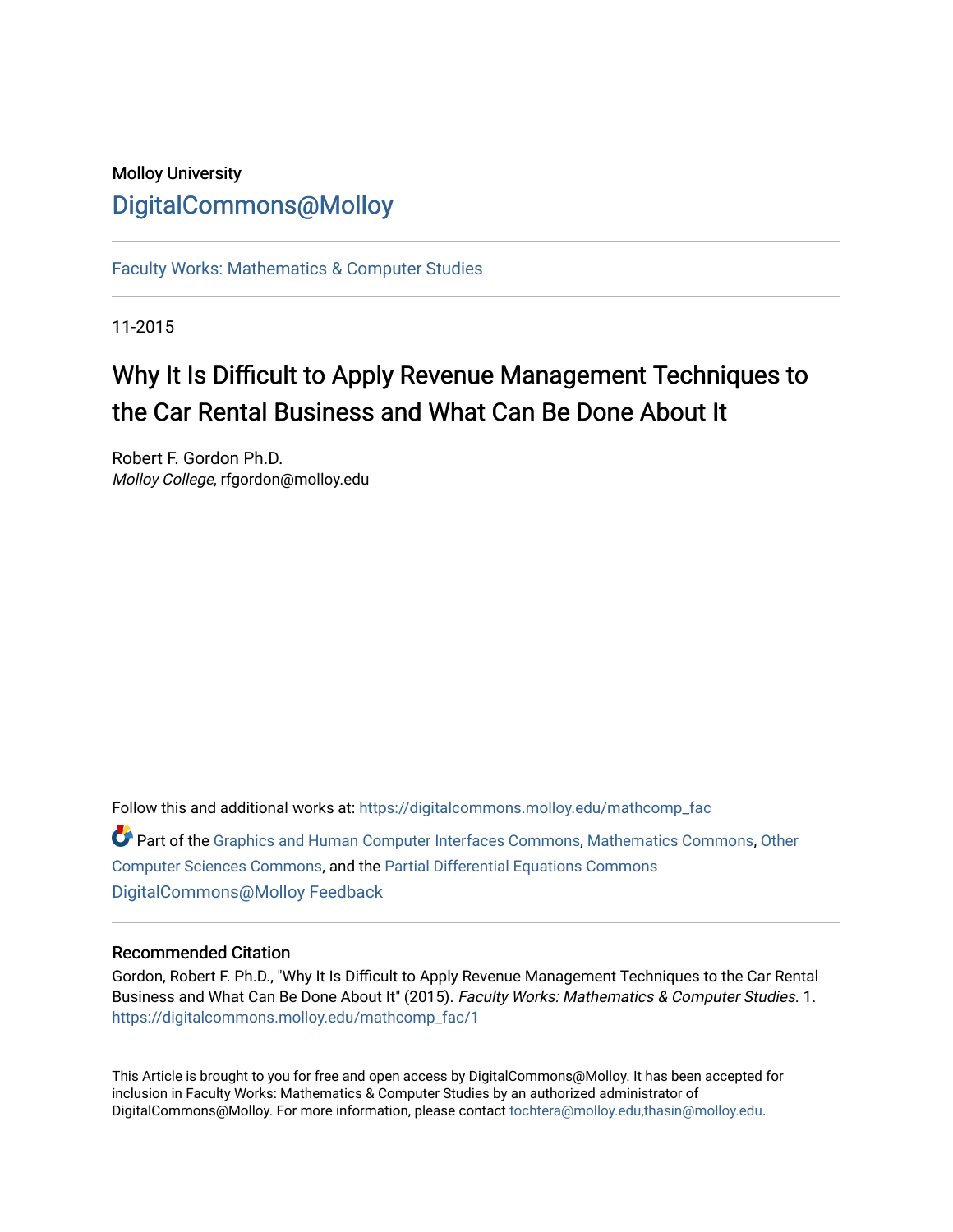Molloy University

DigitalCommons@Molloy

Faculty Works: Mathematics & Computer Studies

11-2015

# Why It Is Difficult to Apply Revenue Management Techniques to the Car Rental Business and What Can Be Done About It

Robert F. Gordon Ph.D.
*Molloy College*, rfgordon@molloy.edu

Follow this and additional works at: https://digitalcommons.molloy.edu/mathcomp_fac

Part of the Graphics and Human Computer Interfaces Commons, Mathematics Commons, Other Computer Sciences Commons, and the Partial Differential Equations Commons
DigitalCommons@Molloy Feedback

## Recommended Citation

Gordon, Robert F. Ph.D., "Why It Is Difficult to Apply Revenue Management Techniques to the Car Rental Business and What Can Be Done About It" (2015). *Faculty Works: Mathematics & Computer Studies*. 1.
https://digitalcommons.molloy.edu/mathcomp_fac/1

This Article is brought to you for free and open access by DigitalCommons@Molloy. It has been accepted for inclusion in Faculty Works: Mathematics & Computer Studies by an authorized administrator of DigitalCommons@Molloy. For more information, please contact tochtera@molloy.edu,thasin@molloy.edu.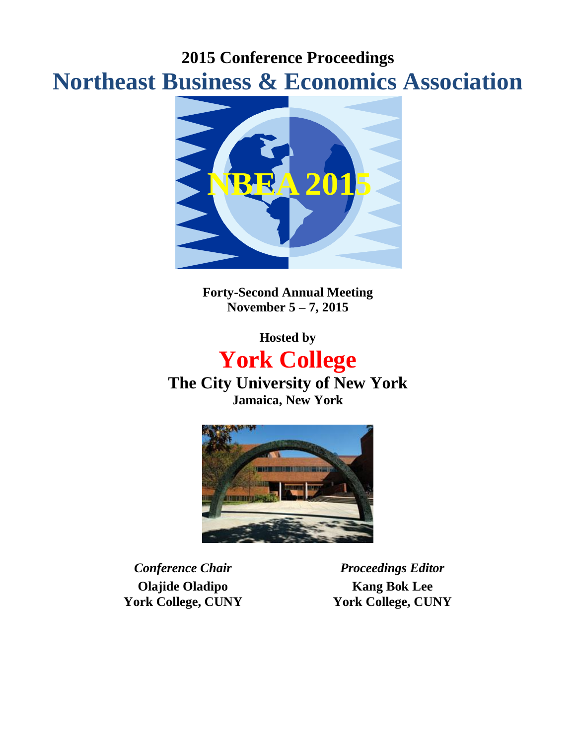**2015 Conference Proceedings**

# Northeast Business & Economics Association

**Forty-Second Annual Meeting**
**November 5 – 7, 2015**

**Hosted by**

## York College

**The City University of New York**
**Jamaica, New York**

*Conference Chair*
**Olajide Oladipo**
**York College, CUNY**

*Proceedings Editor*
**Kang Bok Lee**
**York College, CUNY**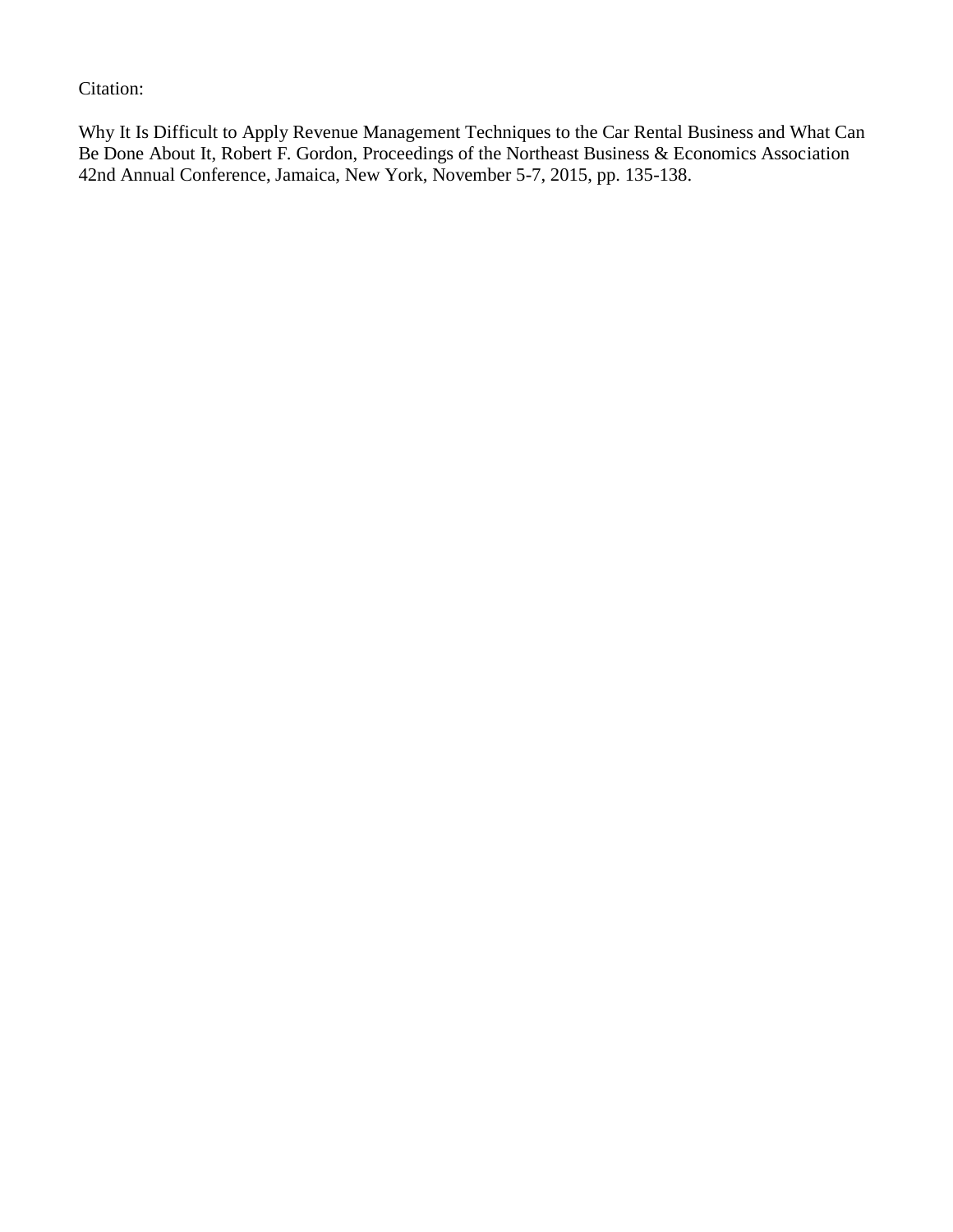Citation:

Why It Is Difficult to Apply Revenue Management Techniques to the Car Rental Business and What Can Be Done About It, Robert F. Gordon, Proceedings of the Northeast Business & Economics Association 42nd Annual Conference, Jamaica, New York, November 5-7, 2015, pp. 135-138.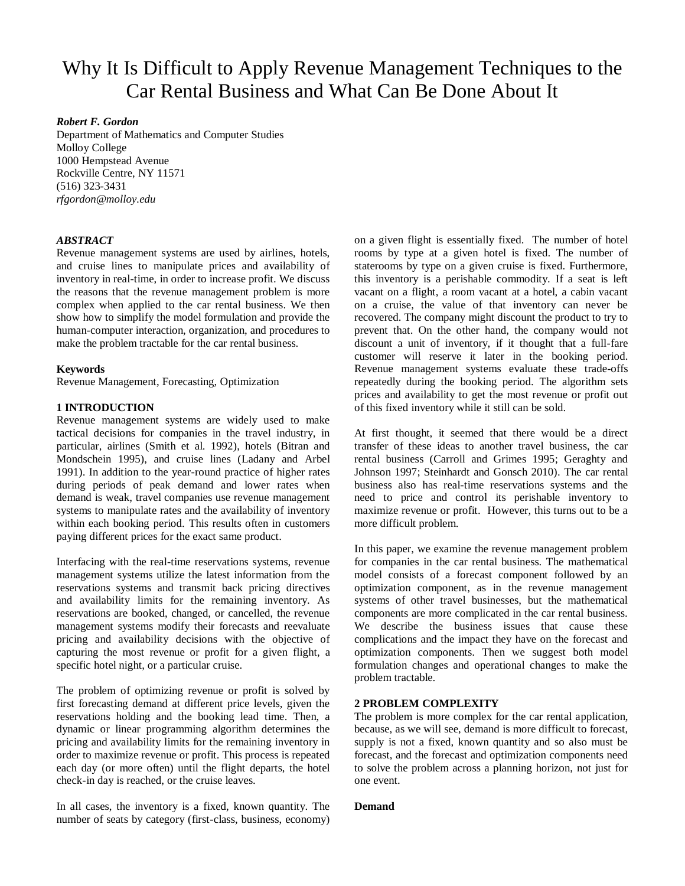# Why It Is Difficult to Apply Revenue Management Techniques to the Car Rental Business and What Can Be Done About It

***Robert F. Gordon***
Department of Mathematics and Computer Studies
Molloy College
1000 Hempstead Avenue
Rockville Centre, NY 11571
(516) 323-3431
*rfgordon@molloy.edu*

***ABSTRACT***

Revenue management systems are used by airlines, hotels, and cruise lines to manipulate prices and availability of inventory in real-time, in order to increase profit. We discuss the reasons that the revenue management problem is more complex when applied to the car rental business. We then show how to simplify the model formulation and provide the human-computer interaction, organization, and procedures to make the problem tractable for the car rental business.

**Keywords**

Revenue Management, Forecasting, Optimization

## 1 INTRODUCTION

Revenue management systems are widely used to make tactical decisions for companies in the travel industry, in particular, airlines (Smith et al. 1992), hotels (Bitran and Mondschein 1995), and cruise lines (Ladany and Arbel 1991). In addition to the year-round practice of higher rates during periods of peak demand and lower rates when demand is weak, travel companies use revenue management systems to manipulate rates and the availability of inventory within each booking period. This results often in customers paying different prices for the exact same product.

Interfacing with the real-time reservations systems, revenue management systems utilize the latest information from the reservations systems and transmit back pricing directives and availability limits for the remaining inventory. As reservations are booked, changed, or cancelled, the revenue management systems modify their forecasts and reevaluate pricing and availability decisions with the objective of capturing the most revenue or profit for a given flight, a specific hotel night, or a particular cruise.

The problem of optimizing revenue or profit is solved by first forecasting demand at different price levels, given the reservations holding and the booking lead time. Then, a dynamic or linear programming algorithm determines the pricing and availability limits for the remaining inventory in order to maximize revenue or profit. This process is repeated each day (or more often) until the flight departs, the hotel check-in day is reached, or the cruise leaves.

In all cases, the inventory is a fixed, known quantity. The number of seats by category (first-class, business, economy) on a given flight is essentially fixed. The number of hotel rooms by type at a given hotel is fixed. The number of staterooms by type on a given cruise is fixed. Furthermore, this inventory is a perishable commodity. If a seat is left vacant on a flight, a room vacant at a hotel, a cabin vacant on a cruise, the value of that inventory can never be recovered. The company might discount the product to try to prevent that. On the other hand, the company would not discount a unit of inventory, if it thought that a full-fare customer will reserve it later in the booking period. Revenue management systems evaluate these trade-offs repeatedly during the booking period. The algorithm sets prices and availability to get the most revenue or profit out of this fixed inventory while it still can be sold.

At first thought, it seemed that there would be a direct transfer of these ideas to another travel business, the car rental business (Carroll and Grimes 1995; Geraghty and Johnson 1997; Steinhardt and Gonsch 2010). The car rental business also has real-time reservations systems and the need to price and control its perishable inventory to maximize revenue or profit. However, this turns out to be a more difficult problem.

In this paper, we examine the revenue management problem for companies in the car rental business. The mathematical model consists of a forecast component followed by an optimization component, as in the revenue management systems of other travel businesses, but the mathematical components are more complicated in the car rental business. We describe the business issues that cause these complications and the impact they have on the forecast and optimization components. Then we suggest both model formulation changes and operational changes to make the problem tractable.

## 2 PROBLEM COMPLEXITY

The problem is more complex for the car rental application, because, as we will see, demand is more difficult to forecast, supply is not a fixed, known quantity and so also must be forecast, and the forecast and optimization components need to solve the problem across a planning horizon, not just for one event.

**Demand**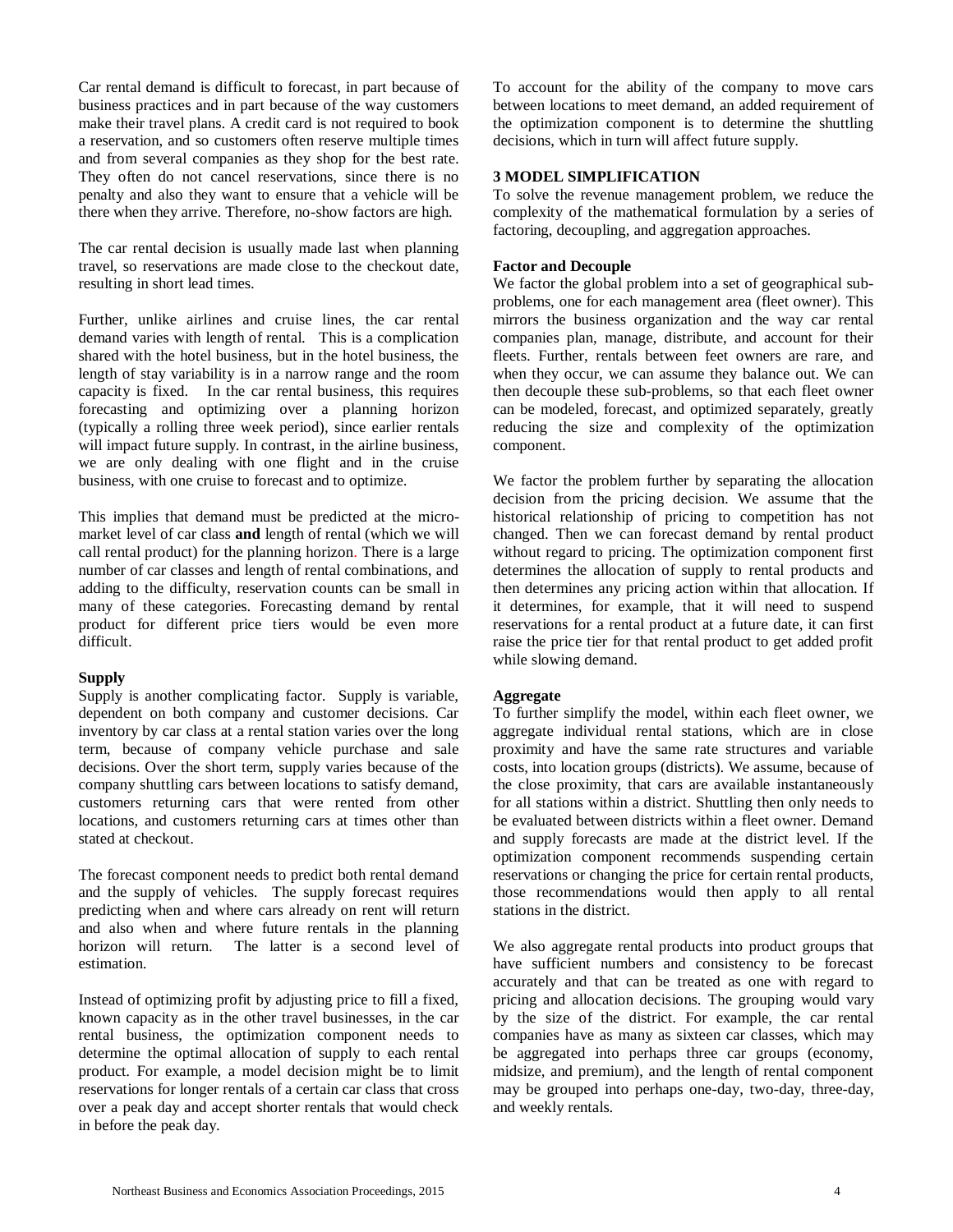Car rental demand is difficult to forecast, in part because of business practices and in part because of the way customers make their travel plans. A credit card is not required to book a reservation, and so customers often reserve multiple times and from several companies as they shop for the best rate. They often do not cancel reservations, since there is no penalty and also they want to ensure that a vehicle will be there when they arrive. Therefore, no-show factors are high.

The car rental decision is usually made last when planning travel, so reservations are made close to the checkout date, resulting in short lead times.

Further, unlike airlines and cruise lines, the car rental demand varies with length of rental. This is a complication shared with the hotel business, but in the hotel business, the length of stay variability is in a narrow range and the room capacity is fixed. In the car rental business, this requires forecasting and optimizing over a planning horizon (typically a rolling three week period), since earlier rentals will impact future supply. In contrast, in the airline business, we are only dealing with one flight and in the cruise business, with one cruise to forecast and to optimize.

This implies that demand must be predicted at the micro-market level of car class **and** length of rental (which we will call rental product) for the planning horizon. There is a large number of car classes and length of rental combinations, and adding to the difficulty, reservation counts can be small in many of these categories. Forecasting demand by rental product for different price tiers would be even more difficult.

**Supply**

Supply is another complicating factor. Supply is variable, dependent on both company and customer decisions. Car inventory by car class at a rental station varies over the long term, because of company vehicle purchase and sale decisions. Over the short term, supply varies because of the company shuttling cars between locations to satisfy demand, customers returning cars that were rented from other locations, and customers returning cars at times other than stated at checkout.

The forecast component needs to predict both rental demand and the supply of vehicles. The supply forecast requires predicting when and where cars already on rent will return and also when and where future rentals in the planning horizon will return. The latter is a second level of estimation.

Instead of optimizing profit by adjusting price to fill a fixed, known capacity as in the other travel businesses, in the car rental business, the optimization component needs to determine the optimal allocation of supply to each rental product. For example, a model decision might be to limit reservations for longer rentals of a certain car class that cross over a peak day and accept shorter rentals that would check in before the peak day.

To account for the ability of the company to move cars between locations to meet demand, an added requirement of the optimization component is to determine the shuttling decisions, which in turn will affect future supply.

## 3 MODEL SIMPLIFICATION

To solve the revenue management problem, we reduce the complexity of the mathematical formulation by a series of factoring, decoupling, and aggregation approaches.

**Factor and Decouple**

We factor the global problem into a set of geographical sub-problems, one for each management area (fleet owner). This mirrors the business organization and the way car rental companies plan, manage, distribute, and account for their fleets. Further, rentals between feet owners are rare, and when they occur, we can assume they balance out. We can then decouple these sub-problems, so that each fleet owner can be modeled, forecast, and optimized separately, greatly reducing the size and complexity of the optimization component.

We factor the problem further by separating the allocation decision from the pricing decision. We assume that the historical relationship of pricing to competition has not changed. Then we can forecast demand by rental product without regard to pricing. The optimization component first determines the allocation of supply to rental products and then determines any pricing action within that allocation. If it determines, for example, that it will need to suspend reservations for a rental product at a future date, it can first raise the price tier for that rental product to get added profit while slowing demand.

**Aggregate**

To further simplify the model, within each fleet owner, we aggregate individual rental stations, which are in close proximity and have the same rate structures and variable costs, into location groups (districts). We assume, because of the close proximity, that cars are available instantaneously for all stations within a district. Shuttling then only needs to be evaluated between districts within a fleet owner. Demand and supply forecasts are made at the district level. If the optimization component recommends suspending certain reservations or changing the price for certain rental products, those recommendations would then apply to all rental stations in the district.

We also aggregate rental products into product groups that have sufficient numbers and consistency to be forecast accurately and that can be treated as one with regard to pricing and allocation decisions. The grouping would vary by the size of the district. For example, the car rental companies have as many as sixteen car classes, which may be aggregated into perhaps three car groups (economy, midsize, and premium), and the length of rental component may be grouped into perhaps one-day, two-day, three-day, and weekly rentals.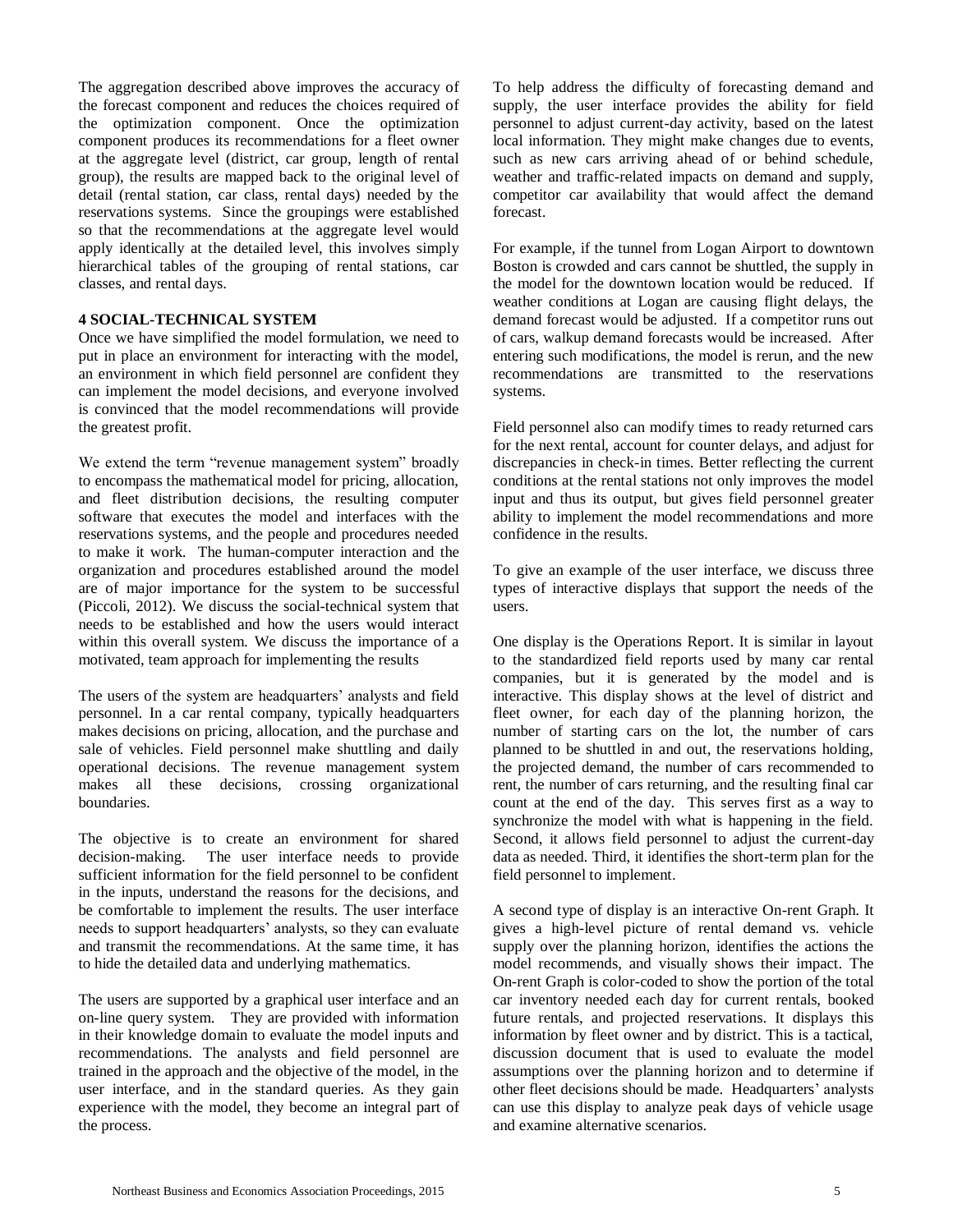The aggregation described above improves the accuracy of the forecast component and reduces the choices required of the optimization component. Once the optimization component produces its recommendations for a fleet owner at the aggregate level (district, car group, length of rental group), the results are mapped back to the original level of detail (rental station, car class, rental days) needed by the reservations systems. Since the groupings were established so that the recommendations at the aggregate level would apply identically at the detailed level, this involves simply hierarchical tables of the grouping of rental stations, car classes, and rental days.

## 4 SOCIAL-TECHNICAL SYSTEM

Once we have simplified the model formulation, we need to put in place an environment for interacting with the model, an environment in which field personnel are confident they can implement the model decisions, and everyone involved is convinced that the model recommendations will provide the greatest profit.

We extend the term "revenue management system" broadly to encompass the mathematical model for pricing, allocation, and fleet distribution decisions, the resulting computer software that executes the model and interfaces with the reservations systems, and the people and procedures needed to make it work. The human-computer interaction and the organization and procedures established around the model are of major importance for the system to be successful (Piccoli, 2012). We discuss the social-technical system that needs to be established and how the users would interact within this overall system. We discuss the importance of a motivated, team approach for implementing the results

The users of the system are headquarters' analysts and field personnel. In a car rental company, typically headquarters makes decisions on pricing, allocation, and the purchase and sale of vehicles. Field personnel make shuttling and daily operational decisions. The revenue management system makes all these decisions, crossing organizational boundaries.

The objective is to create an environment for shared decision-making. The user interface needs to provide sufficient information for the field personnel to be confident in the inputs, understand the reasons for the decisions, and be comfortable to implement the results. The user interface needs to support headquarters' analysts, so they can evaluate and transmit the recommendations. At the same time, it has to hide the detailed data and underlying mathematics.

The users are supported by a graphical user interface and an on-line query system. They are provided with information in their knowledge domain to evaluate the model inputs and recommendations. The analysts and field personnel are trained in the approach and the objective of the model, in the user interface, and in the standard queries. As they gain experience with the model, they become an integral part of the process.

To help address the difficulty of forecasting demand and supply, the user interface provides the ability for field personnel to adjust current-day activity, based on the latest local information. They might make changes due to events, such as new cars arriving ahead of or behind schedule, weather and traffic-related impacts on demand and supply, competitor car availability that would affect the demand forecast.

For example, if the tunnel from Logan Airport to downtown Boston is crowded and cars cannot be shuttled, the supply in the model for the downtown location would be reduced. If weather conditions at Logan are causing flight delays, the demand forecast would be adjusted. If a competitor runs out of cars, walkup demand forecasts would be increased. After entering such modifications, the model is rerun, and the new recommendations are transmitted to the reservations systems.

Field personnel also can modify times to ready returned cars for the next rental, account for counter delays, and adjust for discrepancies in check-in times. Better reflecting the current conditions at the rental stations not only improves the model input and thus its output, but gives field personnel greater ability to implement the model recommendations and more confidence in the results.

To give an example of the user interface, we discuss three types of interactive displays that support the needs of the users.

One display is the Operations Report. It is similar in layout to the standardized field reports used by many car rental companies, but it is generated by the model and is interactive. This display shows at the level of district and fleet owner, for each day of the planning horizon, the number of starting cars on the lot, the number of cars planned to be shuttled in and out, the reservations holding, the projected demand, the number of cars recommended to rent, the number of cars returning, and the resulting final car count at the end of the day. This serves first as a way to synchronize the model with what is happening in the field. Second, it allows field personnel to adjust the current-day data as needed. Third, it identifies the short-term plan for the field personnel to implement.

A second type of display is an interactive On-rent Graph. It gives a high-level picture of rental demand vs. vehicle supply over the planning horizon, identifies the actions the model recommends, and visually shows their impact. The On-rent Graph is color-coded to show the portion of the total car inventory needed each day for current rentals, booked future rentals, and projected reservations. It displays this information by fleet owner and by district. This is a tactical, discussion document that is used to evaluate the model assumptions over the planning horizon and to determine if other fleet decisions should be made. Headquarters' analysts can use this display to analyze peak days of vehicle usage and examine alternative scenarios.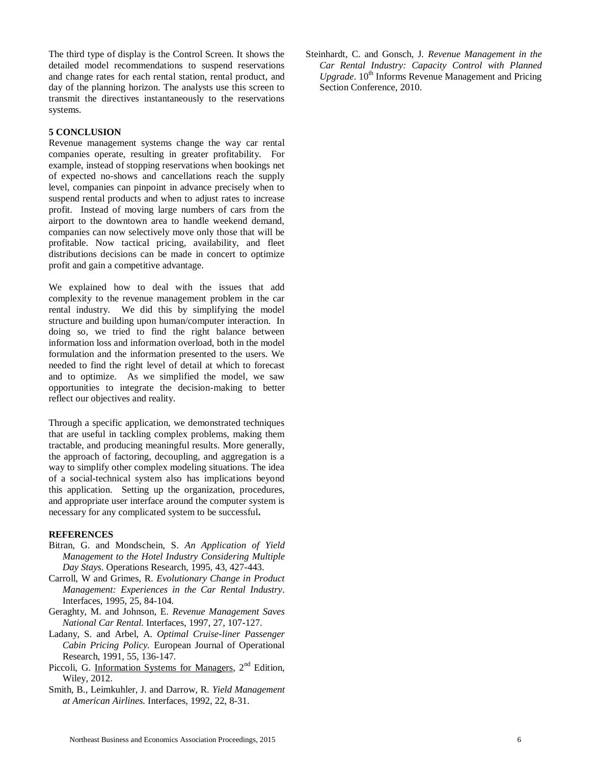The third type of display is the Control Screen. It shows the detailed model recommendations to suspend reservations and change rates for each rental station, rental product, and day of the planning horizon. The analysts use this screen to transmit the directives instantaneously to the reservations systems.

## 5 CONCLUSION

Revenue management systems change the way car rental companies operate, resulting in greater profitability. For example, instead of stopping reservations when bookings net of expected no-shows and cancellations reach the supply level, companies can pinpoint in advance precisely when to suspend rental products and when to adjust rates to increase profit. Instead of moving large numbers of cars from the airport to the downtown area to handle weekend demand, companies can now selectively move only those that will be profitable. Now tactical pricing, availability, and fleet distributions decisions can be made in concert to optimize profit and gain a competitive advantage.

We explained how to deal with the issues that add complexity to the revenue management problem in the car rental industry. We did this by simplifying the model structure and building upon human/computer interaction. In doing so, we tried to find the right balance between information loss and information overload, both in the model formulation and the information presented to the users. We needed to find the right level of detail at which to forecast and to optimize. As we simplified the model, we saw opportunities to integrate the decision-making to better reflect our objectives and reality.

Through a specific application, we demonstrated techniques that are useful in tackling complex problems, making them tractable, and producing meaningful results. More generally, the approach of factoring, decoupling, and aggregation is a way to simplify other complex modeling situations. The idea of a social-technical system also has implications beyond this application. Setting up the organization, procedures, and appropriate user interface around the computer system is necessary for any complicated system to be successful**.**

## REFERENCES

Bitran, G. and Mondschein, S. *An Application of Yield Management to the Hotel Industry Considering Multiple Day Stays*. Operations Research, 1995, 43, 427-443.

Carroll, W and Grimes, R. *Evolutionary Change in Product Management: Experiences in the Car Rental Industry*. Interfaces, 1995, 25, 84-104.

Geraghty, M. and Johnson, E. *Revenue Management Saves National Car Rental.* Interfaces, 1997, 27, 107-127.

Ladany, S. and Arbel, A. *Optimal Cruise-liner Passenger Cabin Pricing Policy.* European Journal of Operational Research, 1991, 55, 136-147.

Piccoli, G. Information Systems for Managers, 2nd Edition, Wiley, 2012.

Smith, B., Leimkuhler, J. and Darrow, R. *Yield Management at American Airlines.* Interfaces, 1992, 22, 8-31.

Steinhardt, C. and Gonsch, J. *Revenue Management in the Car Rental Industry: Capacity Control with Planned Upgrade*. 10th Informs Revenue Management and Pricing Section Conference, 2010.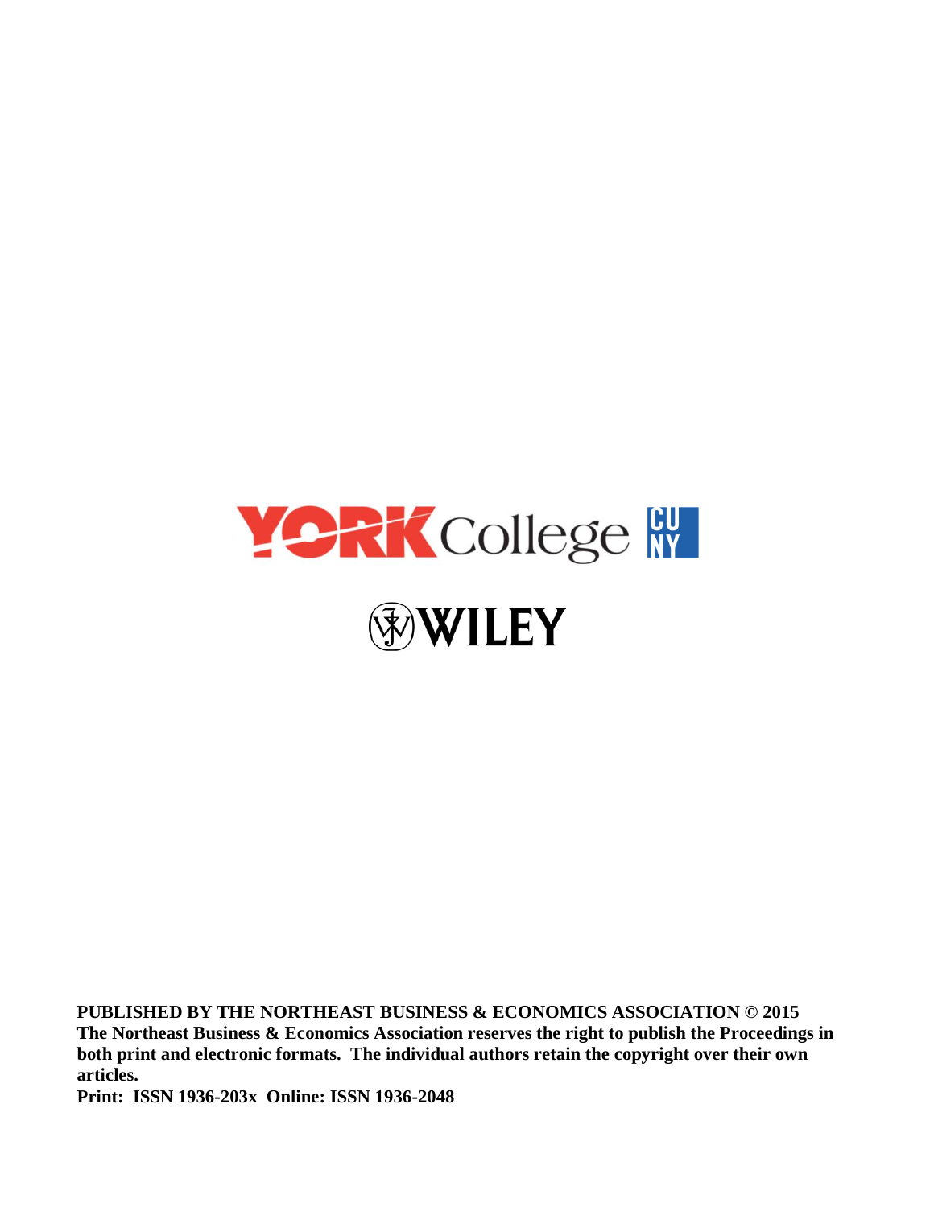YORK College CUNY

WILEY

**PUBLISHED BY THE NORTHEAST BUSINESS & ECONOMICS ASSOCIATION © 2015**
**The Northeast Business & Economics Association reserves the right to publish the Proceedings in both print and electronic formats. The individual authors retain the copyright over their own articles.**
**Print: ISSN 1936-203x Online: ISSN 1936-2048**